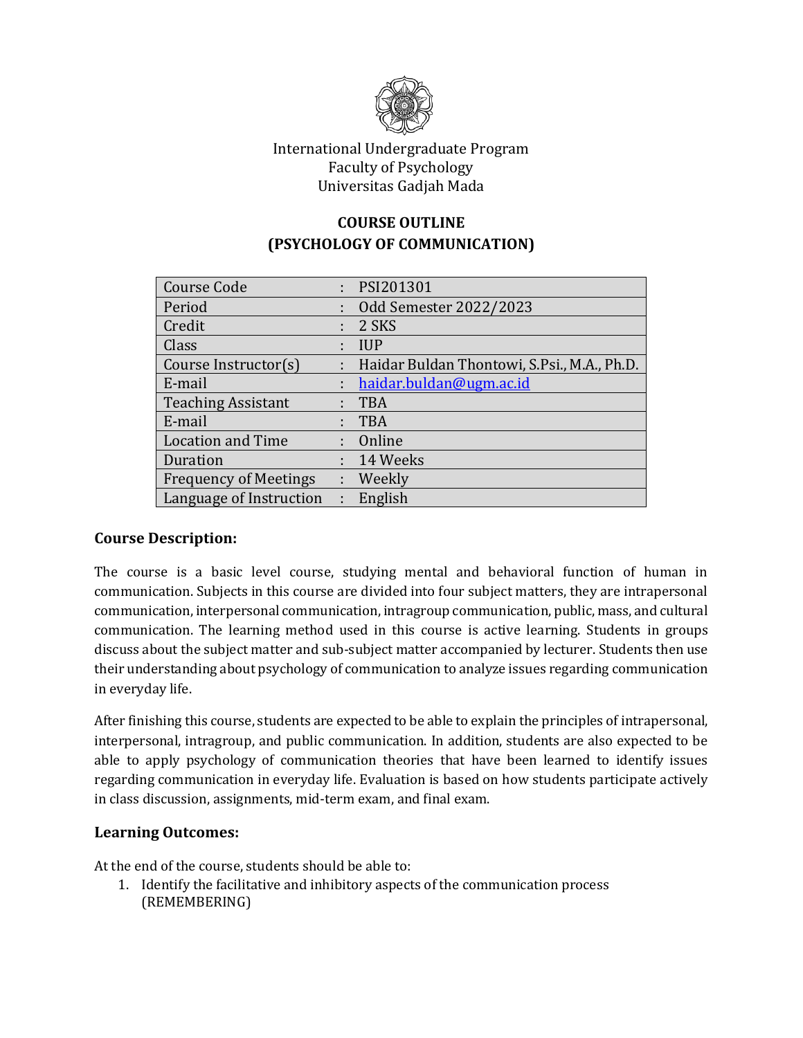International Undergraduate Program
Faculty of Psychology
Universitas Gadjah Mada

# COURSE OUTLINE
# (PSYCHOLOGY OF COMMUNICATION)

| | | |
|---|---|---|
| Course Code | : | PSI201301 |
| Period | : | Odd Semester 2022/2023 |
| Credit | : | 2 SKS |
| Class | : | IUP |
| Course Instructor(s) | : | Haidar Buldan Thontowi, S.Psi., M.A., Ph.D. |
| E-mail | : | haidar.buldan@ugm.ac.id |
| Teaching Assistant | : | TBA |
| E-mail | : | TBA |
| Location and Time | : | Online |
| Duration | : | 14 Weeks |
| Frequency of Meetings | : | Weekly |
| Language of Instruction | : | English |

## Course Description:

The course is a basic level course, studying mental and behavioral function of human in communication. Subjects in this course are divided into four subject matters, they are intrapersonal communication, interpersonal communication, intragroup communication, public, mass, and cultural communication. The learning method used in this course is active learning. Students in groups discuss about the subject matter and sub-subject matter accompanied by lecturer. Students then use their understanding about psychology of communication to analyze issues regarding communication in everyday life.

After finishing this course, students are expected to be able to explain the principles of intrapersonal, interpersonal, intragroup, and public communication. In addition, students are also expected to be able to apply psychology of communication theories that have been learned to identify issues regarding communication in everyday life. Evaluation is based on how students participate actively in class discussion, assignments, mid-term exam, and final exam.

## Learning Outcomes:

At the end of the course, students should be able to:

1. Identify the facilitative and inhibitory aspects of the communication process (REMEMBERING)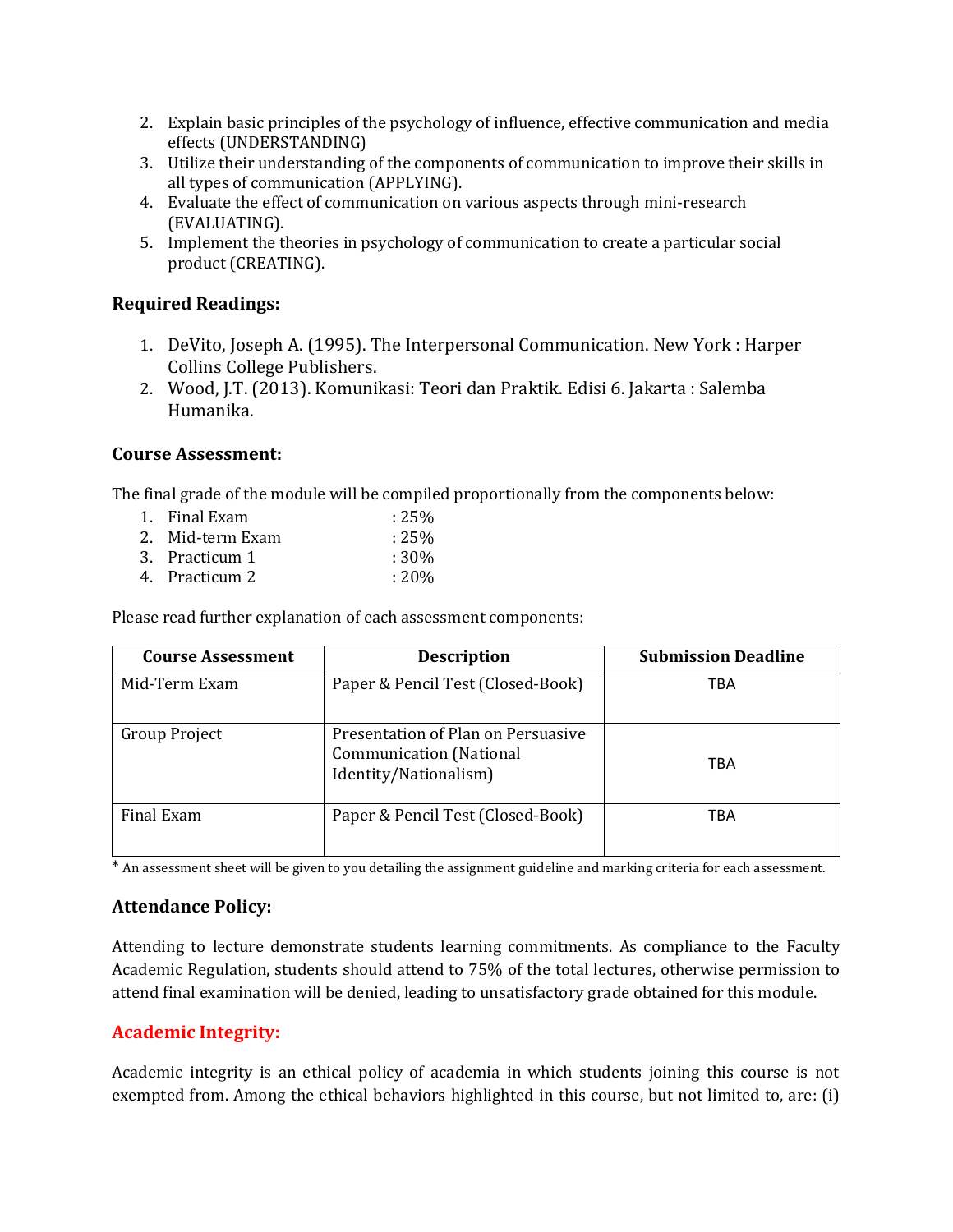2. Explain basic principles of the psychology of influence, effective communication and media effects (UNDERSTANDING)
3. Utilize their understanding of the components of communication to improve their skills in all types of communication (APPLYING).
4. Evaluate the effect of communication on various aspects through mini-research (EVALUATING).
5. Implement the theories in psychology of communication to create a particular social product (CREATING).

### Required Readings:

1. DeVito, Joseph A. (1995). The Interpersonal Communication. New York : Harper Collins College Publishers.
2. Wood, J.T. (2013). Komunikasi: Teori dan Praktik. Edisi 6. Jakarta : Salemba Humanika.

### Course Assessment:

The final grade of the module will be compiled proportionally from the components below:

1. Final Exam : 25%
2. Mid-term Exam : 25%
3. Practicum 1 : 30%
4. Practicum 2 : 20%

Please read further explanation of each assessment components:

| Course Assessment | Description | Submission Deadline |
|---|---|---|
| Mid-Term Exam | Paper & Pencil Test (Closed-Book) | TBA |
| Group Project | Presentation of Plan on Persuasive Communication (National Identity/Nationalism) | TBA |
| Final Exam | Paper & Pencil Test (Closed-Book) | TBA |

* An assessment sheet will be given to you detailing the assignment guideline and marking criteria for each assessment.

### Attendance Policy:

Attending to lecture demonstrate students learning commitments. As compliance to the Faculty Academic Regulation, students should attend to 75% of the total lectures, otherwise permission to attend final examination will be denied, leading to unsatisfactory grade obtained for this module.

### Academic Integrity:

Academic integrity is an ethical policy of academia in which students joining this course is not exempted from. Among the ethical behaviors highlighted in this course, but not limited to, are: (i)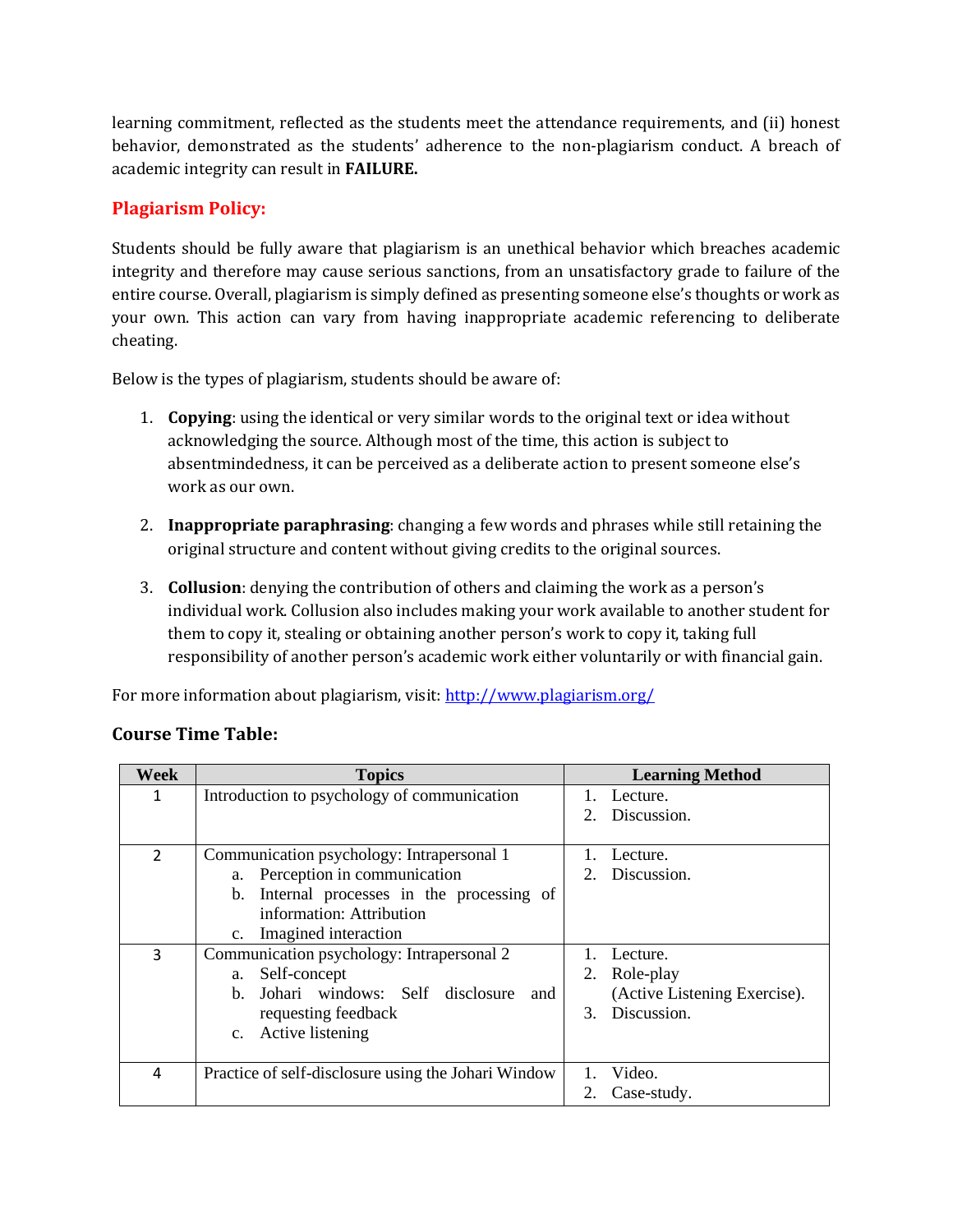learning commitment, reflected as the students meet the attendance requirements, and (ii) honest behavior, demonstrated as the students' adherence to the non-plagiarism conduct. A breach of academic integrity can result in **FAILURE.**

## Plagiarism Policy:

Students should be fully aware that plagiarism is an unethical behavior which breaches academic integrity and therefore may cause serious sanctions, from an unsatisfactory grade to failure of the entire course. Overall, plagiarism is simply defined as presenting someone else's thoughts or work as your own. This action can vary from having inappropriate academic referencing to deliberate cheating.

Below is the types of plagiarism, students should be aware of:

1. **Copying**: using the identical or very similar words to the original text or idea without acknowledging the source. Although most of the time, this action is subject to absentmindedness, it can be perceived as a deliberate action to present someone else's work as our own.

2. **Inappropriate paraphrasing**: changing a few words and phrases while still retaining the original structure and content without giving credits to the original sources.

3. **Collusion**: denying the contribution of others and claiming the work as a person's individual work. Collusion also includes making your work available to another student for them to copy it, stealing or obtaining another person's work to copy it, taking full responsibility of another person's academic work either voluntarily or with financial gain.

For more information about plagiarism, visit: http://www.plagiarism.org/

### Course Time Table:

| Week | Topics | Learning Method |
|---|---|---|
| 1 | Introduction to psychology of communication | 1. Lecture.<br>2. Discussion. |
| 2 | Communication psychology: Intrapersonal 1<br>a. Perception in communication<br>b. Internal processes in the processing of information: Attribution<br>c. Imagined interaction | 1. Lecture.<br>2. Discussion. |
| 3 | Communication psychology: Intrapersonal 2<br>a. Self-concept<br>b. Johari windows: Self disclosure and requesting feedback<br>c. Active listening | 1. Lecture.<br>2. Role-play (Active Listening Exercise).<br>3. Discussion. |
| 4 | Practice of self-disclosure using the Johari Window | 1. Video.<br>2. Case-study. |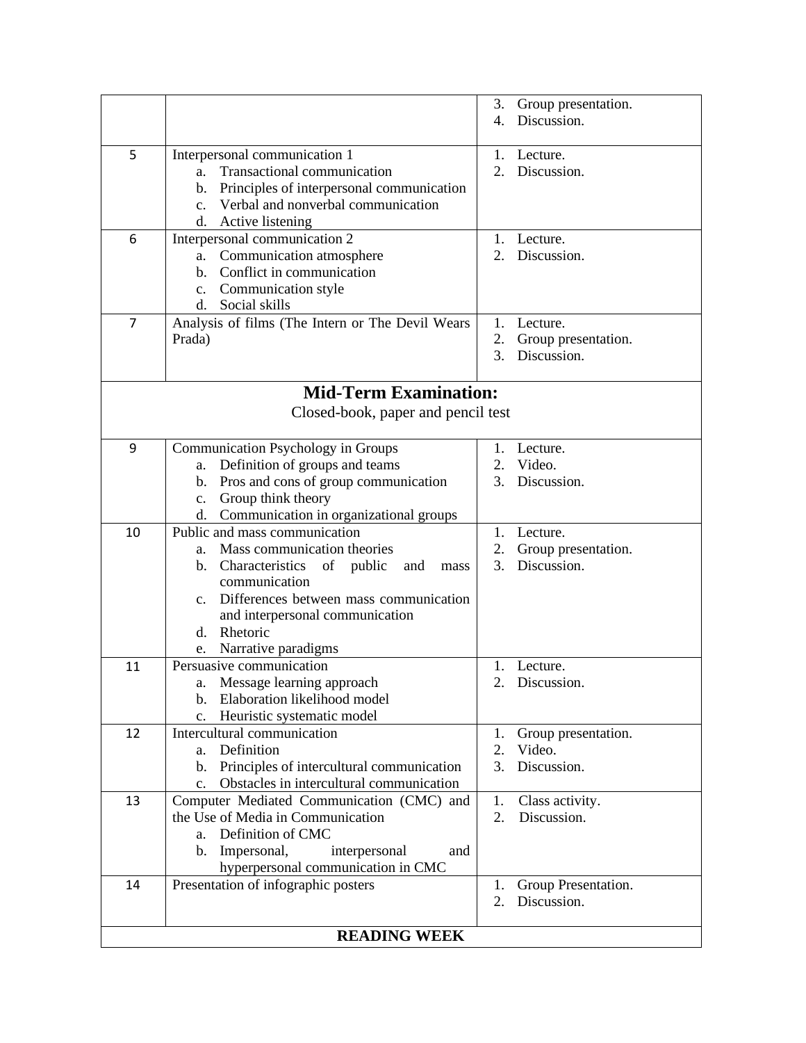| | | |
|---|---|---|
| | | 3. Group presentation.<br>4. Discussion. |
| 5 | Interpersonal communication 1<br>a. Transactional communication<br>b. Principles of interpersonal communication<br>c. Verbal and nonverbal communication<br>d. Active listening | 1. Lecture.<br>2. Discussion. |
| 6 | Interpersonal communication 2<br>a. Communication atmosphere<br>b. Conflict in communication<br>c. Communication style<br>d. Social skills | 1. Lecture.<br>2. Discussion. |
| 7 | Analysis of films (The Intern or The Devil Wears Prada) | 1. Lecture.<br>2. Group presentation.<br>3. Discussion. |
| **Mid-Term Examination:**<br>Closed-book, paper and pencil test | | |
| 9 | Communication Psychology in Groups<br>a. Definition of groups and teams<br>b. Pros and cons of group communication<br>c. Group think theory<br>d. Communication in organizational groups | 1. Lecture.<br>2. Video.<br>3. Discussion. |
| 10 | Public and mass communication<br>a. Mass communication theories<br>b. Characteristics of public and mass communication<br>c. Differences between mass communication and interpersonal communication<br>d. Rhetoric<br>e. Narrative paradigms | 1. Lecture.<br>2. Group presentation.<br>3. Discussion. |
| 11 | Persuasive communication<br>a. Message learning approach<br>b. Elaboration likelihood model<br>c. Heuristic systematic model | 1. Lecture.<br>2. Discussion. |
| 12 | Intercultural communication<br>a. Definition<br>b. Principles of intercultural communication<br>c. Obstacles in intercultural communication | 1. Group presentation.<br>2. Video.<br>3. Discussion. |
| 13 | Computer Mediated Communication (CMC) and the Use of Media in Communication<br>a. Definition of CMC<br>b. Impersonal, interpersonal and hyperpersonal communication in CMC | 1. Class activity.<br>2. Discussion. |
| 14 | Presentation of infographic posters | 1. Group Presentation.<br>2. Discussion. |
| **READING WEEK** | | |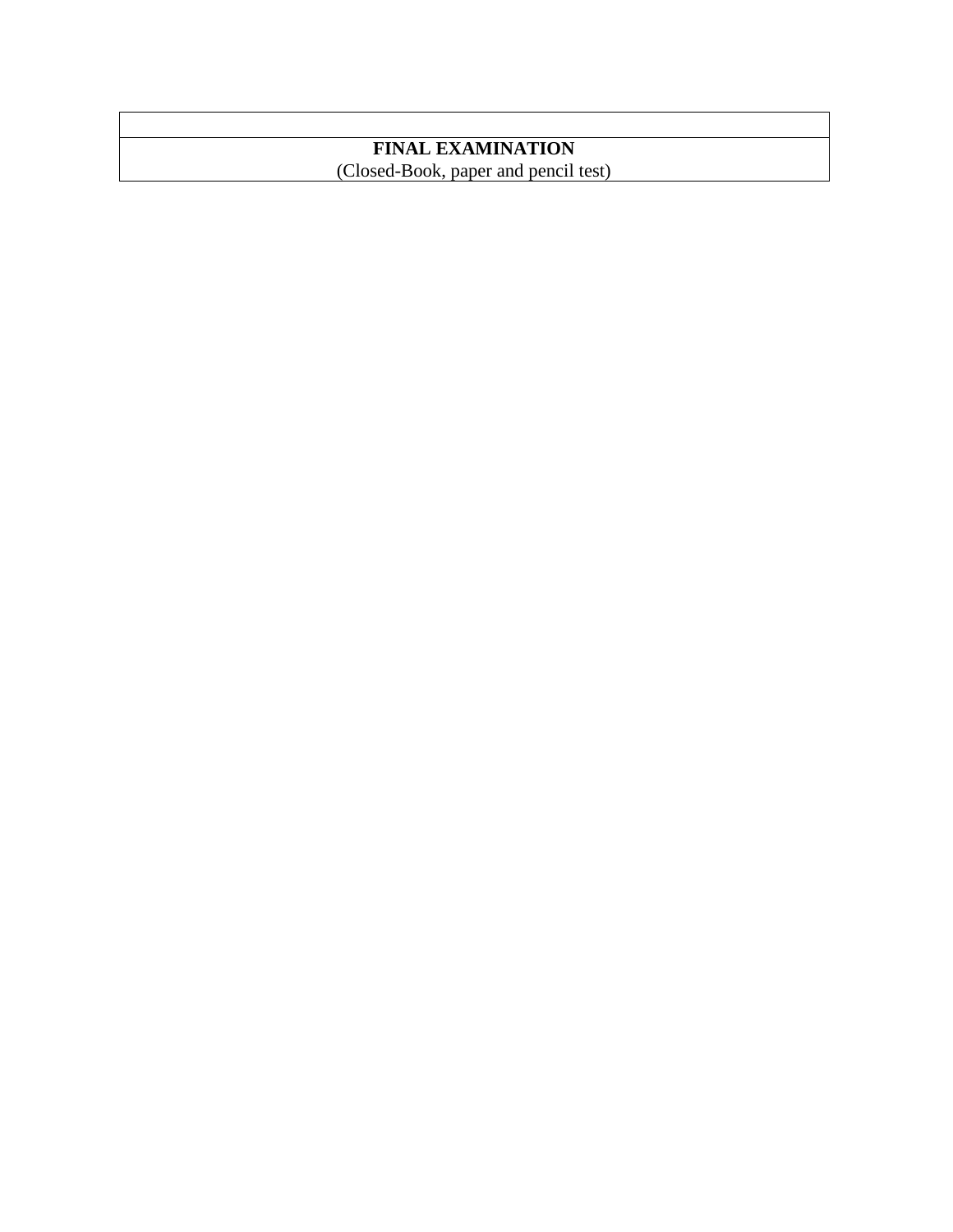**FINAL EXAMINATION**

(Closed-Book, paper and pencil test)